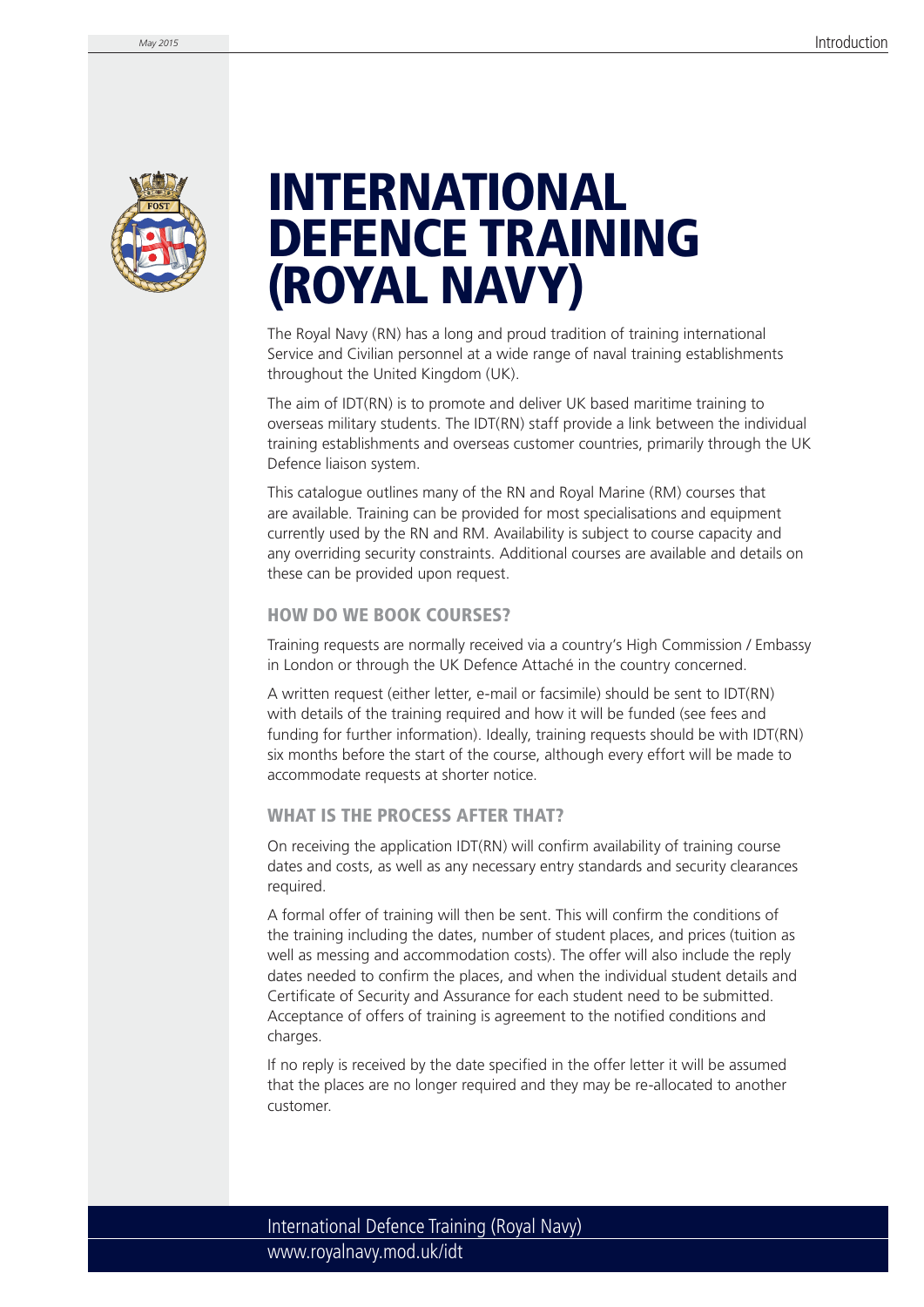# INTERNATIONAL DEFENCE TRAINING (ROYAL NAVY)

The Royal Navy (RN) has a long and proud tradition of training international Service and Civilian personnel at a wide range of naval training establishments throughout the United Kingdom (UK).

The aim of IDT(RN) is to promote and deliver UK based maritime training to overseas military students. The IDT(RN) staff provide a link between the individual training establishments and overseas customer countries, primarily through the UK Defence liaison system.

This catalogue outlines many of the RN and Royal Marine (RM) courses that are available. Training can be provided for most specialisations and equipment currently used by the RN and RM. Availability is subject to course capacity and any overriding security constraints. Additional courses are available and details on these can be provided upon request.

## HOW DO WE BOOK COURSES?

Training requests are normally received via a country's High Commission / Embassy in London or through the UK Defence Attaché in the country concerned.

A written request (either letter, e-mail or facsimile) should be sent to IDT(RN) with details of the training required and how it will be funded (see fees and funding for further information). Ideally, training requests should be with IDT(RN) six months before the start of the course, although every effort will be made to accommodate requests at shorter notice.

## WHAT IS THE PROCESS AFTER THAT?

On receiving the application IDT(RN) will confirm availability of training course dates and costs, as well as any necessary entry standards and security clearances required.

A formal offer of training will then be sent. This will confirm the conditions of the training including the dates, number of student places, and prices (tuition as well as messing and accommodation costs). The offer will also include the reply dates needed to confirm the places, and when the individual student details and Certificate of Security and Assurance for each student need to be submitted. Acceptance of offers of training is agreement to the notified conditions and charges.

If no reply is received by the date specified in the offer letter it will be assumed that the places are no longer required and they may be re-allocated to another customer.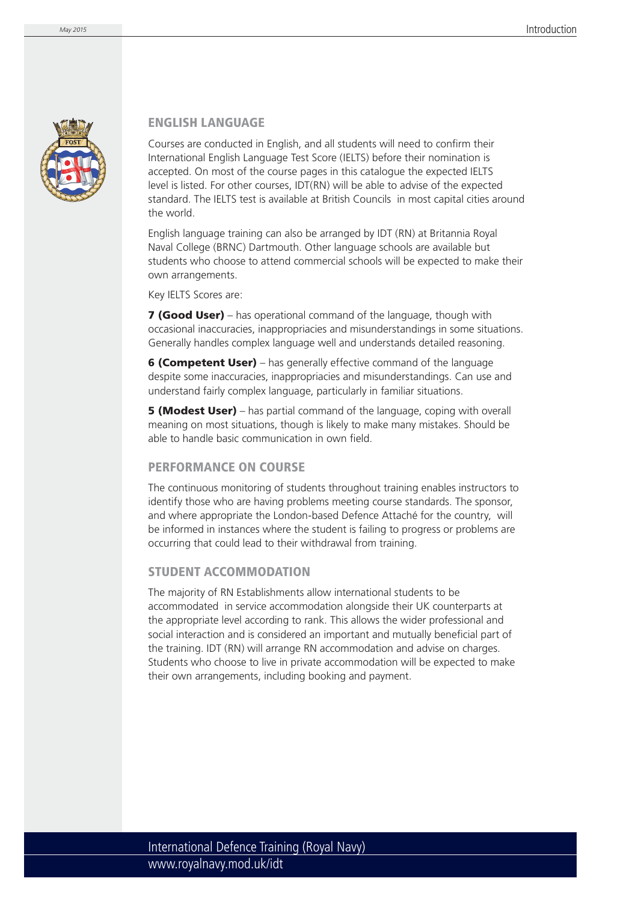## ENGLISH LANGUAGE

Courses are conducted in English, and all students will need to confirm their International English Language Test Score (IELTS) before their nomination is accepted. On most of the course pages in this catalogue the expected IELTS level is listed. For other courses, IDT(RN) will be able to advise of the expected standard. The IELTS test is available at British Councils in most capital cities around the world.

English language training can also be arranged by IDT (RN) at Britannia Royal Naval College (BRNC) Dartmouth. Other language schools are available but students who choose to attend commercial schools will be expected to make their own arrangements.

Key IELTS Scores are:

**7 (Good User)** – has operational command of the language, though with occasional inaccuracies, inappropriacies and misunderstandings in some situations. Generally handles complex language well and understands detailed reasoning.

**6 (Competent User)** – has generally effective command of the language despite some inaccuracies, inappropriacies and misunderstandings. Can use and understand fairly complex language, particularly in familiar situations.

**5 (Modest User)** – has partial command of the language, coping with overall meaning on most situations, though is likely to make many mistakes. Should be able to handle basic communication in own field.

## PERFORMANCE ON COURSE

The continuous monitoring of students throughout training enables instructors to identify those who are having problems meeting course standards. The sponsor, and where appropriate the London-based Defence Attaché for the country, will be informed in instances where the student is failing to progress or problems are occurring that could lead to their withdrawal from training.

## STUDENT ACCOMMODATION

The majority of RN Establishments allow international students to be accommodated in service accommodation alongside their UK counterparts at the appropriate level according to rank. This allows the wider professional and social interaction and is considered an important and mutually beneficial part of the training. IDT (RN) will arrange RN accommodation and advise on charges. Students who choose to live in private accommodation will be expected to make their own arrangements, including booking and payment.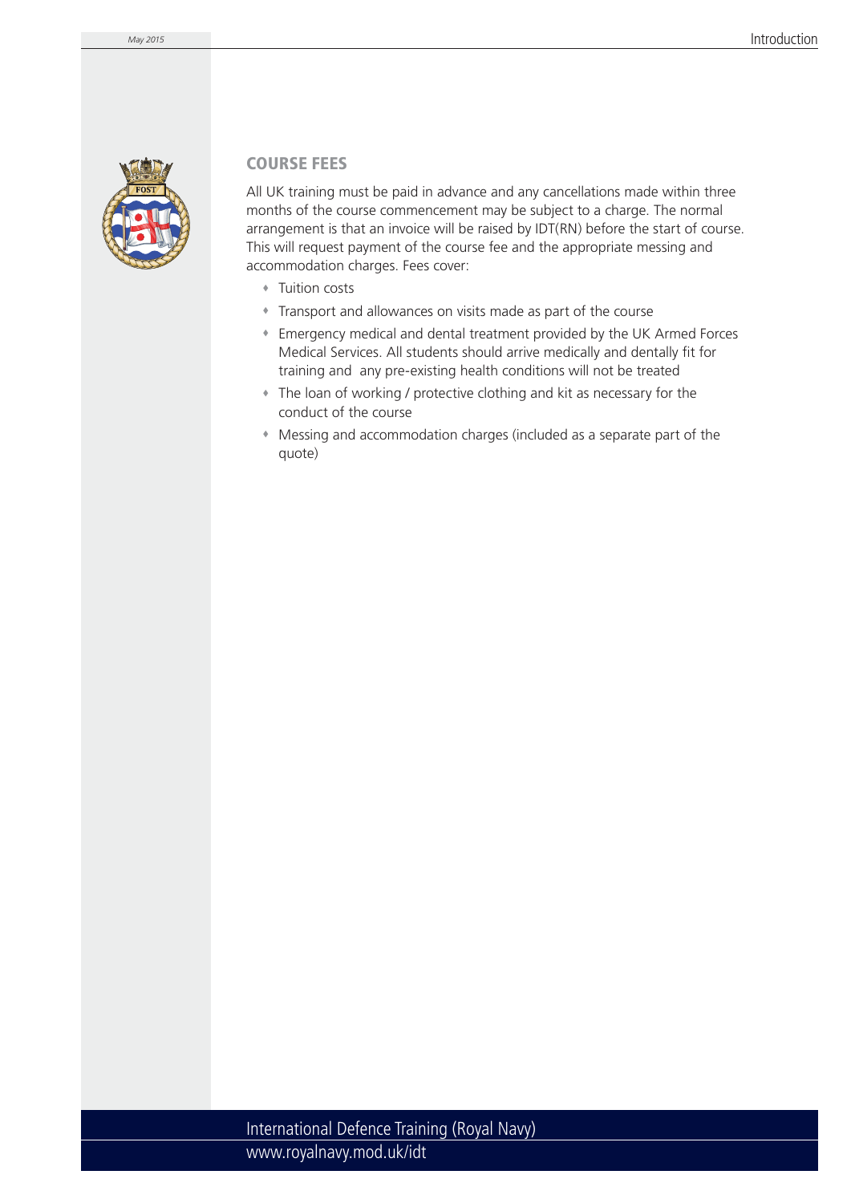## COURSE FEES

All UK training must be paid in advance and any cancellations made within three months of the course commencement may be subject to a charge. The normal arrangement is that an invoice will be raised by IDT(RN) before the start of course. This will request payment of the course fee and the appropriate messing and accommodation charges. Fees cover:

- Tuition costs
- Transport and allowances on visits made as part of the course
- Emergency medical and dental treatment provided by the UK Armed Forces Medical Services. All students should arrive medically and dentally fit for training and any pre-existing health conditions will not be treated
- The loan of working / protective clothing and kit as necessary for the conduct of the course
- Messing and accommodation charges (included as a separate part of the quote)